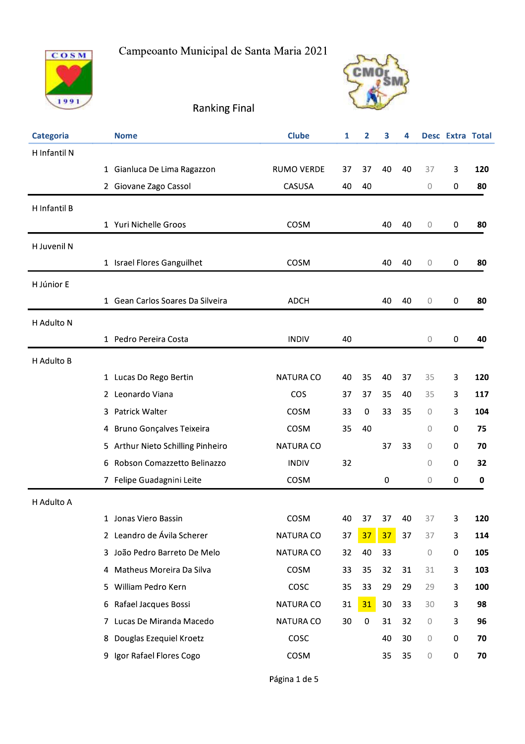# Campeoanto Municipal de Santa Maria 2021

## Ranking Final

| Categoria | | Nome | Clube | 1 | 2 | 3 | 4 | Desc | Extra | Total |
|---|---|---|---|---|---|---|---|---|---|---|
| H Infantil N | | | | | | | | | | |
| | 1 | Gianluca De Lima Ragazzon | RUMO VERDE | 37 | 37 | 40 | 40 | 37 | 3 | **120** |
| | 2 | Giovane Zago Cassol | CASUSA | 40 | 40 | | | 0 | 0 | **80** |
| H Infantil B | | | | | | | | | | |
| | 1 | Yuri Nichelle Groos | COSM | | | 40 | 40 | 0 | 0 | **80** |
| H Juvenil N | | | | | | | | | | |
| | 1 | Israel Flores Ganguilhet | COSM | | | 40 | 40 | 0 | 0 | **80** |
| H Júnior E | | | | | | | | | | |
| | 1 | Gean Carlos Soares Da Silveira | ADCH | | | 40 | 40 | 0 | 0 | **80** |
| H Adulto N | | | | | | | | | | |
| | 1 | Pedro Pereira Costa | INDIV | 40 | | | | 0 | 0 | **40** |
| H Adulto B | | | | | | | | | | |
| | 1 | Lucas Do Rego Bertin | NATURA CO | 40 | 35 | 40 | 37 | 35 | 3 | **120** |
| | 2 | Leonardo Viana | COS | 37 | 37 | 35 | 40 | 35 | 3 | **117** |
| | 3 | Patrick Walter | COSM | 33 | 0 | 33 | 35 | 0 | 3 | **104** |
| | 4 | Bruno Gonçalves Teixeira | COSM | 35 | 40 | | | 0 | 0 | **75** |
| | 5 | Arthur Nieto Schilling Pinheiro | NATURA CO | | | 37 | 33 | 0 | 0 | **70** |
| | 6 | Robson Comazzetto Belinazzo | INDIV | 32 | | | | 0 | 0 | **32** |
| | 7 | Felipe Guadagnini Leite | COSM | | | 0 | | 0 | 0 | **0** |
| H Adulto A | | | | | | | | | | |
| | 1 | Jonas Viero Bassin | COSM | 40 | 37 | 37 | 40 | 37 | 3 | **120** |
| | 2 | Leandro de Ávila Scherer | NATURA CO | 37 | 37 | 37 | 37 | 37 | 3 | **114** |
| | 3 | João Pedro Barreto De Melo | NATURA CO | 32 | 40 | 33 | | 0 | 0 | **105** |
| | 4 | Matheus Moreira Da Silva | COSM | 33 | 35 | 32 | 31 | 31 | 3 | **103** |
| | 5 | William Pedro Kern | COSC | 35 | 33 | 29 | 29 | 29 | 3 | **100** |
| | 6 | Rafael Jacques Bossi | NATURA CO | 31 | 31 | 30 | 33 | 30 | 3 | **98** |
| | 7 | Lucas De Miranda Macedo | NATURA CO | 30 | 0 | 31 | 32 | 0 | 3 | **96** |
| | 8 | Douglas Ezequiel Kroetz | COSC | | | 40 | 30 | 0 | 0 | **70** |
| | 9 | Igor Rafael Flores Cogo | COSM | | | 35 | 35 | 0 | 0 | **70** |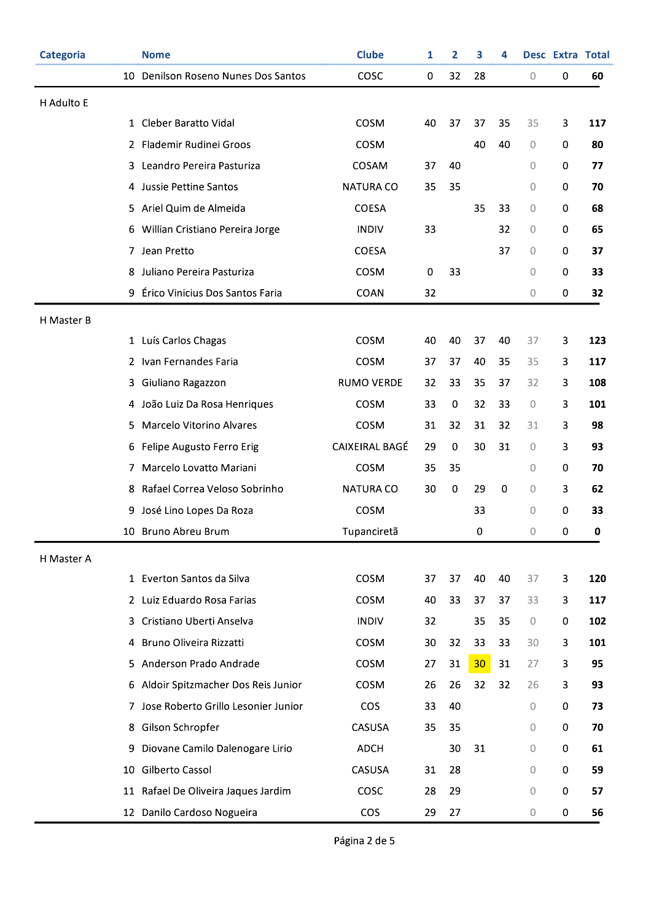| Categoria | | Nome | Clube | 1 | 2 | 3 | 4 | Desc | Extra | Total |
|---|---|---|---|---|---|---|---|---|---|---|
| | 10 | Denilson Roseno Nunes Dos Santos | COSC | 0 | 32 | 28 | | 0 | 0 | **60** |
| H Adulto E | | | | | | | | | | |
| | 1 | Cleber Baratto Vidal | COSM | 40 | 37 | 37 | 35 | 35 | 3 | **117** |
| | 2 | Flademir Rudinei Groos | COSM | | | 40 | 40 | 0 | 0 | **80** |
| | 3 | Leandro Pereira Pasturiza | COSAM | 37 | 40 | | | 0 | 0 | **77** |
| | 4 | Jussie Pettine Santos | NATURA CO | 35 | 35 | | | 0 | 0 | **70** |
| | 5 | Ariel Quim de Almeida | COESA | | | 35 | 33 | 0 | 0 | **68** |
| | 6 | Willian Cristiano Pereira Jorge | INDIV | 33 | | | 32 | 0 | 0 | **65** |
| | 7 | Jean Pretto | COESA | | | | 37 | 0 | 0 | **37** |
| | 8 | Juliano Pereira Pasturiza | COSM | 0 | 33 | | | 0 | 0 | **33** |
| | 9 | Érico Vinicius Dos Santos Faria | COAN | 32 | | | | 0 | 0 | **32** |
| H Master B | | | | | | | | | | |
| | 1 | Luís Carlos Chagas | COSM | 40 | 40 | 37 | 40 | 37 | 3 | **123** |
| | 2 | Ivan Fernandes Faria | COSM | 37 | 37 | 40 | 35 | 35 | 3 | **117** |
| | 3 | Giuliano Ragazzon | RUMO VERDE | 32 | 33 | 35 | 37 | 32 | 3 | **108** |
| | 4 | João Luiz Da Rosa Henriques | COSM | 33 | 0 | 32 | 33 | 0 | 3 | **101** |
| | 5 | Marcelo Vitorino Alvares | COSM | 31 | 32 | 31 | 32 | 31 | 3 | **98** |
| | 6 | Felipe Augusto Ferro Erig | CAIXEIRAL BAGÉ | 29 | 0 | 30 | 31 | 0 | 3 | **93** |
| | 7 | Marcelo Lovatto Mariani | COSM | 35 | 35 | | | 0 | 0 | **70** |
| | 8 | Rafael Correa Veloso Sobrinho | NATURA CO | 30 | 0 | 29 | 0 | 0 | 3 | **62** |
| | 9 | José Lino Lopes Da Roza | COSM | | | 33 | | 0 | 0 | **33** |
| | 10 | Bruno Abreu Brum | Tupanciretã | | | 0 | | 0 | 0 | **0** |
| H Master A | | | | | | | | | | |
| | 1 | Everton Santos da Silva | COSM | 37 | 37 | 40 | 40 | 37 | 3 | **120** |
| | 2 | Luiz Eduardo Rosa Farias | COSM | 40 | 33 | 37 | 37 | 33 | 3 | **117** |
| | 3 | Cristiano Uberti Anselva | INDIV | 32 | | 35 | 35 | 0 | 0 | **102** |
| | 4 | Bruno Oliveira Rizzatti | COSM | 30 | 32 | 33 | 33 | 30 | 3 | **101** |
| | 5 | Anderson Prado Andrade | COSM | 27 | 31 | 30 | 31 | 27 | 3 | **95** |
| | 6 | Aldoir Spitzmacher Dos Reis Junior | COSM | 26 | 26 | 32 | 32 | 26 | 3 | **93** |
| | 7 | Jose Roberto Grillo Lesonier Junior | COS | 33 | 40 | | | 0 | 0 | **73** |
| | 8 | Gilson Schropfer | CASUSA | 35 | 35 | | | 0 | 0 | **70** |
| | 9 | Diovane Camilo Dalenogare Lirio | ADCH | | 30 | 31 | | 0 | 0 | **61** |
| | 10 | Gilberto Cassol | CASUSA | 31 | 28 | | | 0 | 0 | **59** |
| | 11 | Rafael De Oliveira Jaques Jardim | COSC | 28 | 29 | | | 0 | 0 | **57** |
| | 12 | Danilo Cardoso Nogueira | COS | 29 | 27 | | | 0 | 0 | **56** |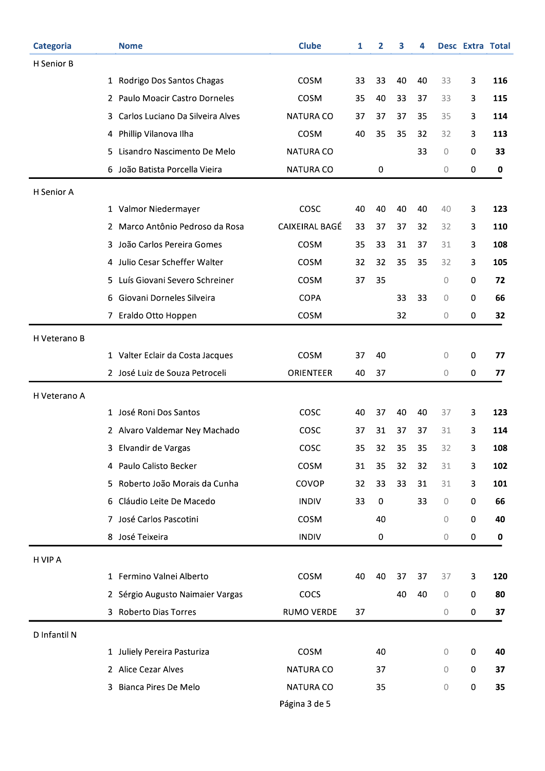| Categoria | | Nome | Clube | 1 | 2 | 3 | 4 | Desc | Extra | Total |
|---|---|---|---|---|---|---|---|---|---|---|
| H Senior B | | | | | | | | | | |
| | 1 | Rodrigo Dos Santos Chagas | COSM | 33 | 33 | 40 | 40 | 33 | 3 | **116** |
| | 2 | Paulo Moacir Castro Dorneles | COSM | 35 | 40 | 33 | 37 | 33 | 3 | **115** |
| | 3 | Carlos Luciano Da Silveira Alves | NATURA CO | 37 | 37 | 37 | 35 | 35 | 3 | **114** |
| | 4 | Phillip Vilanova Ilha | COSM | 40 | 35 | 35 | 32 | 32 | 3 | **113** |
| | 5 | Lisandro Nascimento De Melo | NATURA CO | | | | 33 | 0 | 0 | **33** |
| | 6 | João Batista Porcella Vieira | NATURA CO | | 0 | | | 0 | 0 | **0** |
| H Senior A | | | | | | | | | | |
| | 1 | Valmor Niedermayer | COSC | 40 | 40 | 40 | 40 | 40 | 3 | **123** |
| | 2 | Marco Antônio Pedroso da Rosa | CAIXEIRAL BAGÉ | 33 | 37 | 37 | 32 | 32 | 3 | **110** |
| | 3 | João Carlos Pereira Gomes | COSM | 35 | 33 | 31 | 37 | 31 | 3 | **108** |
| | 4 | Julio Cesar Scheffer Walter | COSM | 32 | 32 | 35 | 35 | 32 | 3 | **105** |
| | 5 | Luís Giovani Severo Schreiner | COSM | 37 | 35 | | | 0 | 0 | **72** |
| | 6 | Giovani Dorneles Silveira | COPA | | | 33 | 33 | 0 | 0 | **66** |
| | 7 | Eraldo Otto Hoppen | COSM | | | 32 | | 0 | 0 | **32** |
| H Veterano B | | | | | | | | | | |
| | 1 | Valter Eclair da Costa Jacques | COSM | 37 | 40 | | | 0 | 0 | **77** |
| | 2 | José Luiz de Souza Petroceli | ORIENTEER | 40 | 37 | | | 0 | 0 | **77** |
| H Veterano A | | | | | | | | | | |
| | 1 | José Roni Dos Santos | COSC | 40 | 37 | 40 | 40 | 37 | 3 | **123** |
| | 2 | Alvaro Valdemar Ney Machado | COSC | 37 | 31 | 37 | 37 | 31 | 3 | **114** |
| | 3 | Elvandir de Vargas | COSC | 35 | 32 | 35 | 35 | 32 | 3 | **108** |
| | 4 | Paulo Calisto Becker | COSM | 31 | 35 | 32 | 32 | 31 | 3 | **102** |
| | 5 | Roberto João Morais da Cunha | COVOP | 32 | 33 | 33 | 31 | 31 | 3 | **101** |
| | 6 | Cláudio Leite De Macedo | INDIV | 33 | 0 | | 33 | 0 | 0 | **66** |
| | 7 | José Carlos Pascotini | COSM | | 40 | | | 0 | 0 | **40** |
| | 8 | José Teixeira | INDIV | | 0 | | | 0 | 0 | **0** |
| H VIP A | | | | | | | | | | |
| | 1 | Fermino Valnei Alberto | COSM | 40 | 40 | 37 | 37 | 37 | 3 | **120** |
| | 2 | Sérgio Augusto Naimaier Vargas | COCS | | | 40 | 40 | 0 | 0 | **80** |
| | 3 | Roberto Dias Torres | RUMO VERDE | 37 | | | | 0 | 0 | **37** |
| D Infantil N | | | | | | | | | | |
| | 1 | Juliely Pereira Pasturiza | COSM | | 40 | | | 0 | 0 | **40** |
| | 2 | Alice Cezar Alves | NATURA CO | | 37 | | | 0 | 0 | **37** |
| | 3 | Bianca Pires De Melo | NATURA CO | | 35 | | | 0 | 0 | **35** |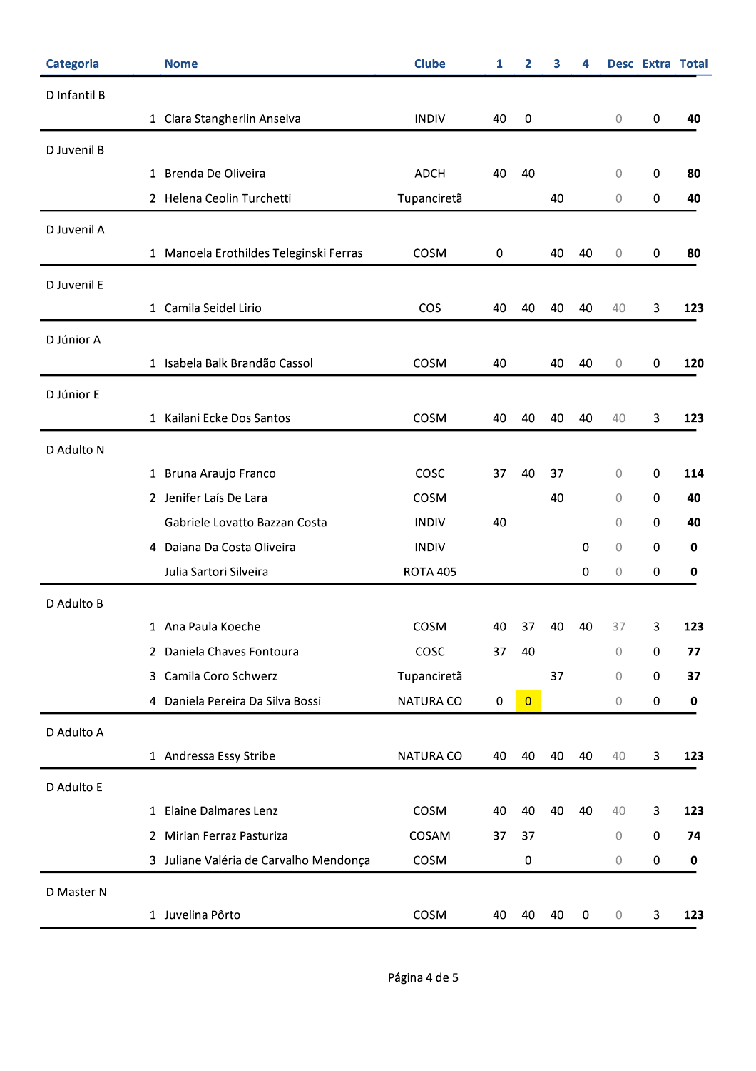| Categoria | | Nome | Clube | 1 | 2 | 3 | 4 | Desc | Extra | Total |
|---|---|---|---|---|---|---|---|---|---|---|
| D Infantil B | | | | | | | | | | |
| | 1 | Clara Stangherlin Anselva | INDIV | 40 | 0 | | | 0 | 0 | **40** |
| D Juvenil B | | | | | | | | | | |
| | 1 | Brenda De Oliveira | ADCH | 40 | 40 | | | 0 | 0 | **80** |
| | 2 | Helena Ceolin Turchetti | Tupanciretã | | | 40 | | 0 | 0 | **40** |
| D Juvenil A | | | | | | | | | | |
| | 1 | Manoela Erothildes Teleginski Ferras | COSM | 0 | | 40 | 40 | 0 | 0 | **80** |
| D Juvenil E | | | | | | | | | | |
| | 1 | Camila Seidel Lirio | COS | 40 | 40 | 40 | 40 | 40 | 3 | **123** |
| D Júnior A | | | | | | | | | | |
| | 1 | Isabela Balk Brandão Cassol | COSM | 40 | | 40 | 40 | 0 | 0 | **120** |
| D Júnior E | | | | | | | | | | |
| | 1 | Kailani Ecke Dos Santos | COSM | 40 | 40 | 40 | 40 | 40 | 3 | **123** |
| D Adulto N | | | | | | | | | | |
| | 1 | Bruna Araujo Franco | COSC | 37 | 40 | 37 | | 0 | 0 | **114** |
| | 2 | Jenifer Laís De Lara | COSM | | | 40 | | 0 | 0 | **40** |
| | | Gabriele Lovatto Bazzan Costa | INDIV | 40 | | | | 0 | 0 | **40** |
| | 4 | Daiana Da Costa Oliveira | INDIV | | | | 0 | 0 | 0 | **0** |
| | | Julia Sartori Silveira | ROTA 405 | | | | 0 | 0 | 0 | **0** |
| D Adulto B | | | | | | | | | | |
| | 1 | Ana Paula Koeche | COSM | 40 | 37 | 40 | 40 | 37 | 3 | **123** |
| | 2 | Daniela Chaves Fontoura | COSC | 37 | 40 | | | 0 | 0 | **77** |
| | 3 | Camila Coro Schwerz | Tupanciretã | | | 37 | | 0 | 0 | **37** |
| | 4 | Daniela Pereira Da Silva Bossi | NATURA CO | 0 | 0 | | | 0 | 0 | **0** |
| D Adulto A | | | | | | | | | | |
| | 1 | Andressa Essy Stribe | NATURA CO | 40 | 40 | 40 | 40 | 40 | 3 | **123** |
| D Adulto E | | | | | | | | | | |
| | 1 | Elaine Dalmares Lenz | COSM | 40 | 40 | 40 | 40 | 40 | 3 | **123** |
| | 2 | Mirian Ferraz Pasturiza | COSAM | 37 | 37 | | | 0 | 0 | **74** |
| | 3 | Juliane Valéria de Carvalho Mendonça | COSM | | 0 | | | 0 | 0 | **0** |
| D Master N | | | | | | | | | | |
| | 1 | Juvelina Pôrto | COSM | 40 | 40 | 40 | 0 | 0 | 3 | **123** |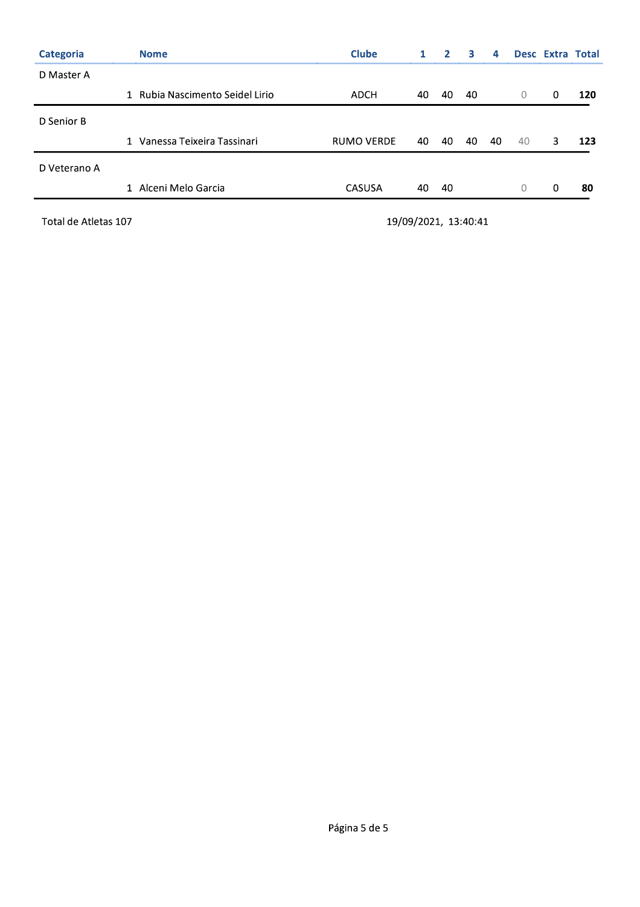| Categoria | | Nome | Clube | 1 | 2 | 3 | 4 | Desc | Extra | Total |
|---|---|---|---|---|---|---|---|---|---|---|
| D Master A | | | | | | | | | | |
| | 1 | Rubia Nascimento Seidel Lirio | ADCH | 40 | 40 | 40 | | 0 | 0 | **120** |
| D Senior B | | | | | | | | | | |
| | 1 | Vanessa Teixeira Tassinari | RUMO VERDE | 40 | 40 | 40 | 40 | 40 | 3 | **123** |
| D Veterano A | | | | | | | | | | |
| | 1 | Alceni Melo Garcia | CASUSA | 40 | 40 | | | 0 | 0 | **80** |

Total de Atletas 107

19/09/2021, 13:40:41